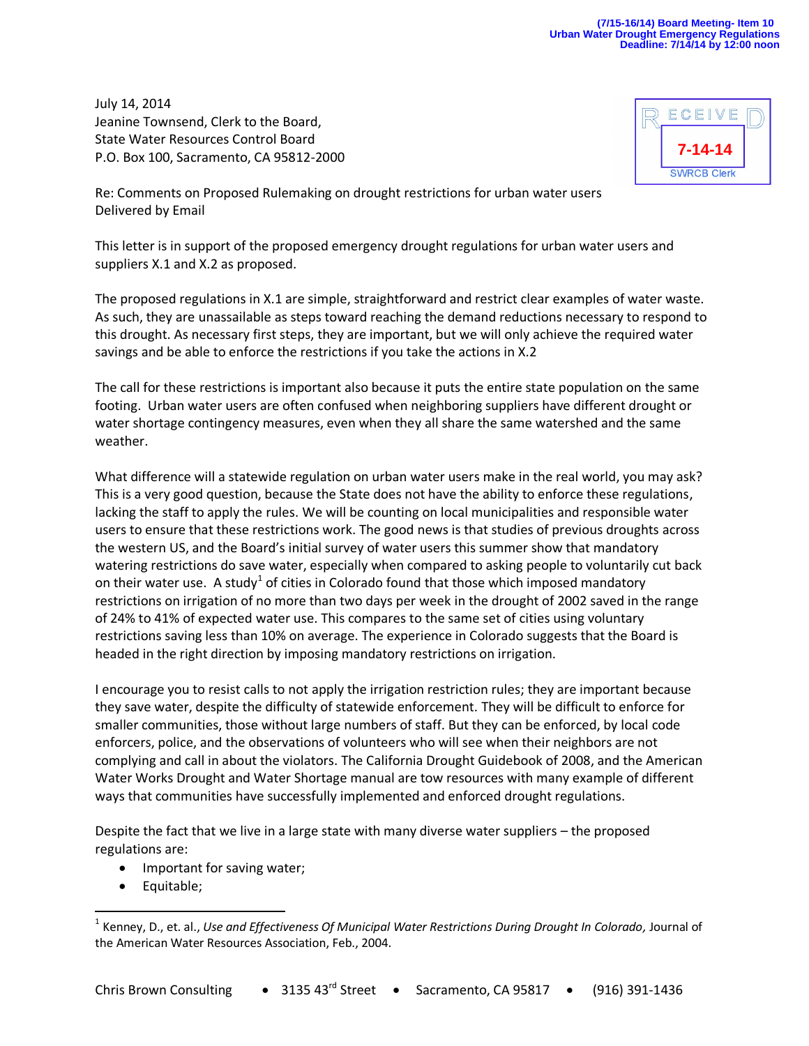(7/15-16/14) Board Meeting- Item 10
Urban Water Drought Emergency Regulations
Deadline: 7/14/14 by 12:00 noon

July 14, 2014
Jeanine Townsend, Clerk to the Board,
State Water Resources Control Board
P.O. Box 100, Sacramento, CA 95812-2000

RECEIVED
7-14-14
SWRCB Clerk

Re: Comments on Proposed Rulemaking on drought restrictions for urban water users
Delivered by Email

This letter is in support of the proposed emergency drought regulations for urban water users and suppliers X.1 and X.2 as proposed.

The proposed regulations in X.1 are simple, straightforward and restrict clear examples of water waste. As such, they are unassailable as steps toward reaching the demand reductions necessary to respond to this drought. As necessary first steps, they are important, but we will only achieve the required water savings and be able to enforce the restrictions if you take the actions in X.2

The call for these restrictions is important also because it puts the entire state population on the same footing. Urban water users are often confused when neighboring suppliers have different drought or water shortage contingency measures, even when they all share the same watershed and the same weather.

What difference will a statewide regulation on urban water users make in the real world, you may ask? This is a very good question, because the State does not have the ability to enforce these regulations, lacking the staff to apply the rules. We will be counting on local municipalities and responsible water users to ensure that these restrictions work. The good news is that studies of previous droughts across the western US, and the Board's initial survey of water users this summer show that mandatory watering restrictions do save water, especially when compared to asking people to voluntarily cut back on their water use. A study[1] of cities in Colorado found that those which imposed mandatory restrictions on irrigation of no more than two days per week in the drought of 2002 saved in the range of 24% to 41% of expected water use. This compares to the same set of cities using voluntary restrictions saving less than 10% on average. The experience in Colorado suggests that the Board is headed in the right direction by imposing mandatory restrictions on irrigation.

I encourage you to resist calls to not apply the irrigation restriction rules; they are important because they save water, despite the difficulty of statewide enforcement. They will be difficult to enforce for smaller communities, those without large numbers of staff. But they can be enforced, by local code enforcers, police, and the observations of volunteers who will see when their neighbors are not complying and call in about the violators. The California Drought Guidebook of 2008, and the American Water Works Drought and Water Shortage manual are tow resources with many example of different ways that communities have successfully implemented and enforced drought regulations.

Despite the fact that we live in a large state with many diverse water suppliers – the proposed regulations are:

- Important for saving water;
- Equitable;

[1] Kenney, D., et. al., *Use and Effectiveness Of Municipal Water Restrictions During Drought In Colorado,* Journal of the American Water Resources Association, Feb., 2004.

Chris Brown Consulting • 3135 43rd Street • Sacramento, CA 95817 • (916) 391-1436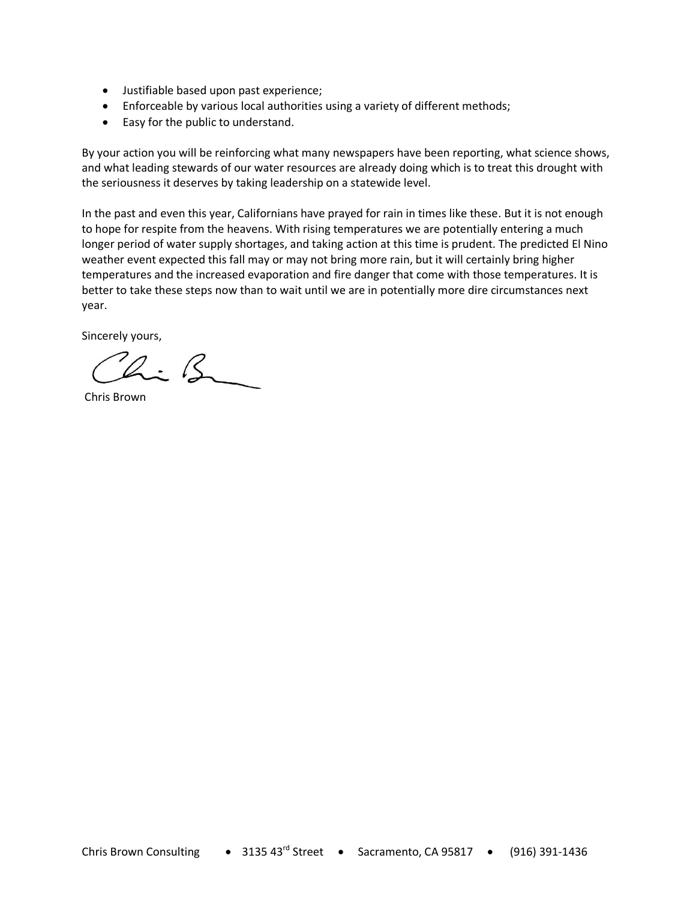- Justifiable based upon past experience;
- Enforceable by various local authorities using a variety of different methods;
- Easy for the public to understand.

By your action you will be reinforcing what many newspapers have been reporting, what science shows, and what leading stewards of our water resources are already doing which is to treat this drought with the seriousness it deserves by taking leadership on a statewide level.

In the past and even this year, Californians have prayed for rain in times like these. But it is not enough to hope for respite from the heavens. With rising temperatures we are potentially entering a much longer period of water supply shortages, and taking action at this time is prudent. The predicted El Nino weather event expected this fall may or may not bring more rain, but it will certainly bring higher temperatures and the increased evaporation and fire danger that come with those temperatures. It is better to take these steps now than to wait until we are in potentially more dire circumstances next year.

Sincerely yours,

Chris Brown